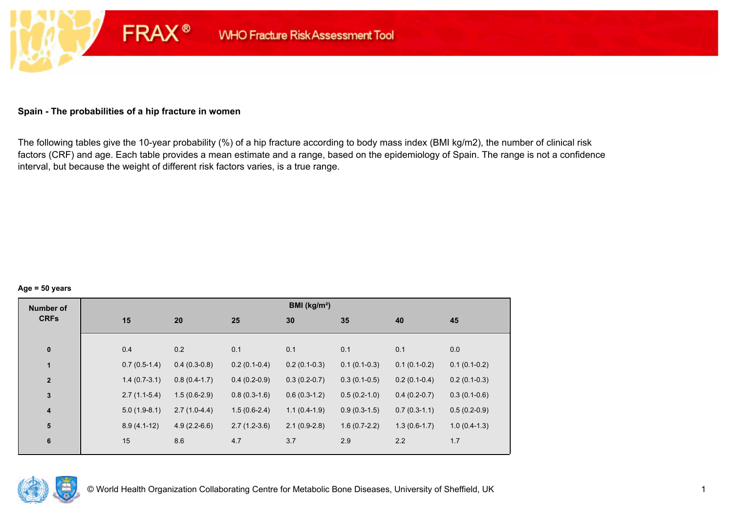FRAX® WHO Fracture Risk Assessment Tool

**Spain - The probabilities of a hip fracture in women**

The following tables give the 10-year probability (%) of a hip fracture according to body mass index (BMI kg/m2), the number of clinical risk factors (CRF) and age. Each table provides a mean estimate and a range, based on the epidemiology of Spain. The range is not a confidence interval, but because the weight of different risk factors varies, is a true range.

**Age = 50 years**

| Number of CRFs | BMI (kg/m²) | | | | | | |
|---|---|---|---|---|---|---|---|
| | 15 | 20 | 25 | 30 | 35 | 40 | 45 |
| 0 | 0.4 | 0.2 | 0.1 | 0.1 | 0.1 | 0.1 | 0.0 |
| 1 | 0.7 (0.5-1.4) | 0.4 (0.3-0.8) | 0.2 (0.1-0.4) | 0.2 (0.1-0.3) | 0.1 (0.1-0.3) | 0.1 (0.1-0.2) | 0.1 (0.1-0.2) |
| 2 | 1.4 (0.7-3.1) | 0.8 (0.4-1.7) | 0.4 (0.2-0.9) | 0.3 (0.2-0.7) | 0.3 (0.1-0.5) | 0.2 (0.1-0.4) | 0.2 (0.1-0.3) |
| 3 | 2.7 (1.1-5.4) | 1.5 (0.6-2.9) | 0.8 (0.3-1.6) | 0.6 (0.3-1.2) | 0.5 (0.2-1.0) | 0.4 (0.2-0.7) | 0.3 (0.1-0.6) |
| 4 | 5.0 (1.9-8.1) | 2.7 (1.0-4.4) | 1.5 (0.6-2.4) | 1.1 (0.4-1.9) | 0.9 (0.3-1.5) | 0.7 (0.3-1.1) | 0.5 (0.2-0.9) |
| 5 | 8.9 (4.1-12) | 4.9 (2.2-6.6) | 2.7 (1.2-3.6) | 2.1 (0.9-2.8) | 1.6 (0.7-2.2) | 1.3 (0.6-1.7) | 1.0 (0.4-1.3) |
| 6 | 15 | 8.6 | 4.7 | 3.7 | 2.9 | 2.2 | 1.7 |

© World Health Organization Collaborating Centre for Metabolic Bone Diseases, University of Sheffield, UK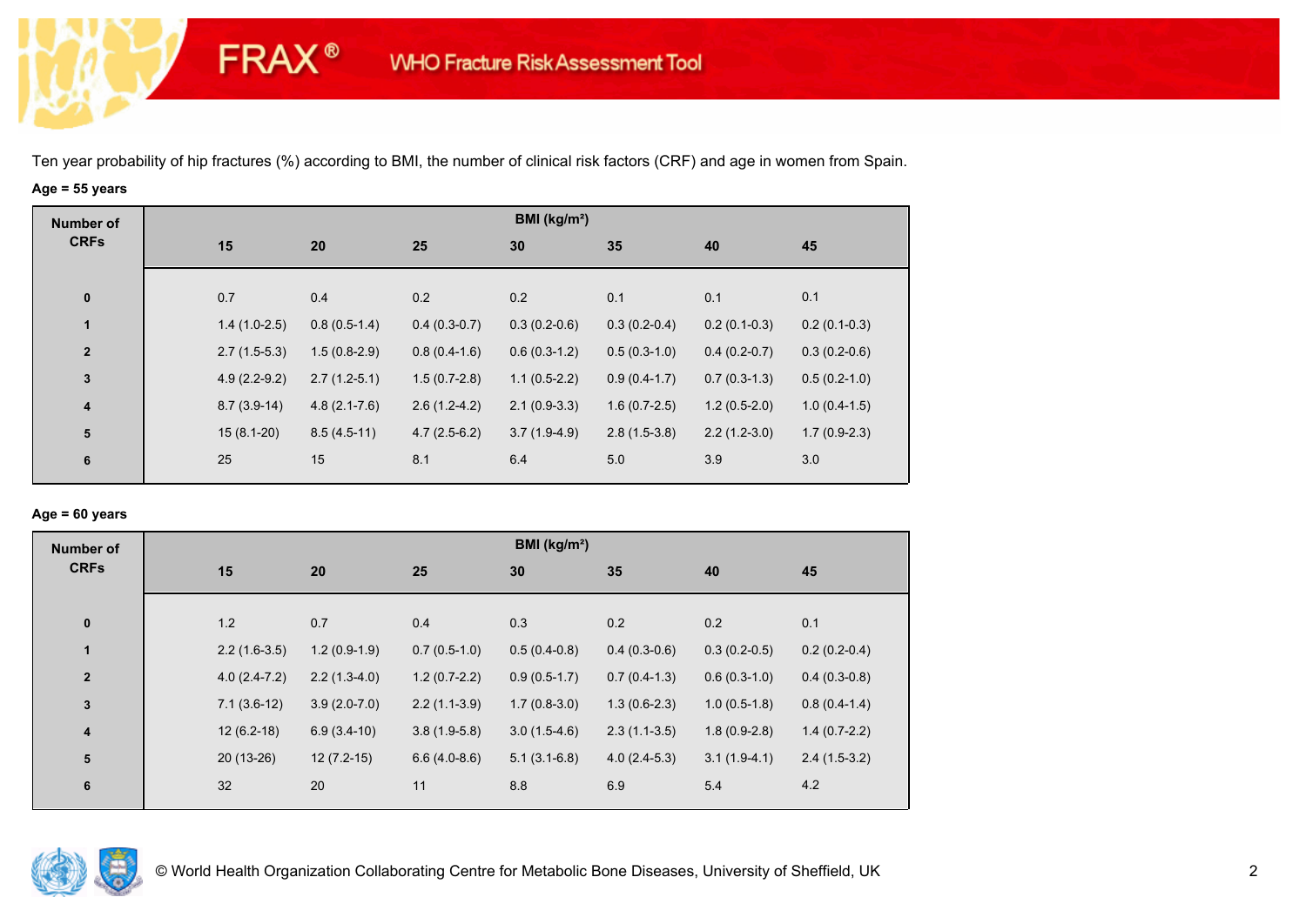Ten year probability of hip fractures (%) according to BMI, the number of clinical risk factors (CRF) and age in women from Spain.

**Age = 55 years**

| Number of CRFs | BMI (kg/m²) | | | | | | |
|---|---|---|---|---|---|---|---|
| | 15 | 20 | 25 | 30 | 35 | 40 | 45 |
| 0 | 0.7 | 0.4 | 0.2 | 0.2 | 0.1 | 0.1 | 0.1 |
| 1 | 1.4 (1.0-2.5) | 0.8 (0.5-1.4) | 0.4 (0.3-0.7) | 0.3 (0.2-0.6) | 0.3 (0.2-0.4) | 0.2 (0.1-0.3) | 0.2 (0.1-0.3) |
| 2 | 2.7 (1.5-5.3) | 1.5 (0.8-2.9) | 0.8 (0.4-1.6) | 0.6 (0.3-1.2) | 0.5 (0.3-1.0) | 0.4 (0.2-0.7) | 0.3 (0.2-0.6) |
| 3 | 4.9 (2.2-9.2) | 2.7 (1.2-5.1) | 1.5 (0.7-2.8) | 1.1 (0.5-2.2) | 0.9 (0.4-1.7) | 0.7 (0.3-1.3) | 0.5 (0.2-1.0) |
| 4 | 8.7 (3.9-14) | 4.8 (2.1-7.6) | 2.6 (1.2-4.2) | 2.1 (0.9-3.3) | 1.6 (0.7-2.5) | 1.2 (0.5-2.0) | 1.0 (0.4-1.5) |
| 5 | 15 (8.1-20) | 8.5 (4.5-11) | 4.7 (2.5-6.2) | 3.7 (1.9-4.9) | 2.8 (1.5-3.8) | 2.2 (1.2-3.0) | 1.7 (0.9-2.3) |
| 6 | 25 | 15 | 8.1 | 6.4 | 5.0 | 3.9 | 3.0 |

**Age = 60 years**

| Number of CRFs | BMI (kg/m²) | | | | | | |
|---|---|---|---|---|---|---|---|
| | 15 | 20 | 25 | 30 | 35 | 40 | 45 |
| 0 | 1.2 | 0.7 | 0.4 | 0.3 | 0.2 | 0.2 | 0.1 |
| 1 | 2.2 (1.6-3.5) | 1.2 (0.9-1.9) | 0.7 (0.5-1.0) | 0.5 (0.4-0.8) | 0.4 (0.3-0.6) | 0.3 (0.2-0.5) | 0.2 (0.2-0.4) |
| 2 | 4.0 (2.4-7.2) | 2.2 (1.3-4.0) | 1.2 (0.7-2.2) | 0.9 (0.5-1.7) | 0.7 (0.4-1.3) | 0.6 (0.3-1.0) | 0.4 (0.3-0.8) |
| 3 | 7.1 (3.6-12) | 3.9 (2.0-7.0) | 2.2 (1.1-3.9) | 1.7 (0.8-3.0) | 1.3 (0.6-2.3) | 1.0 (0.5-1.8) | 0.8 (0.4-1.4) |
| 4 | 12 (6.2-18) | 6.9 (3.4-10) | 3.8 (1.9-5.8) | 3.0 (1.5-4.6) | 2.3 (1.1-3.5) | 1.8 (0.9-2.8) | 1.4 (0.7-2.2) |
| 5 | 20 (13-26) | 12 (7.2-15) | 6.6 (4.0-8.6) | 5.1 (3.1-6.8) | 4.0 (2.4-5.3) | 3.1 (1.9-4.1) | 2.4 (1.5-3.2) |
| 6 | 32 | 20 | 11 | 8.8 | 6.9 | 5.4 | 4.2 |

© World Health Organization Collaborating Centre for Metabolic Bone Diseases, University of Sheffield, UK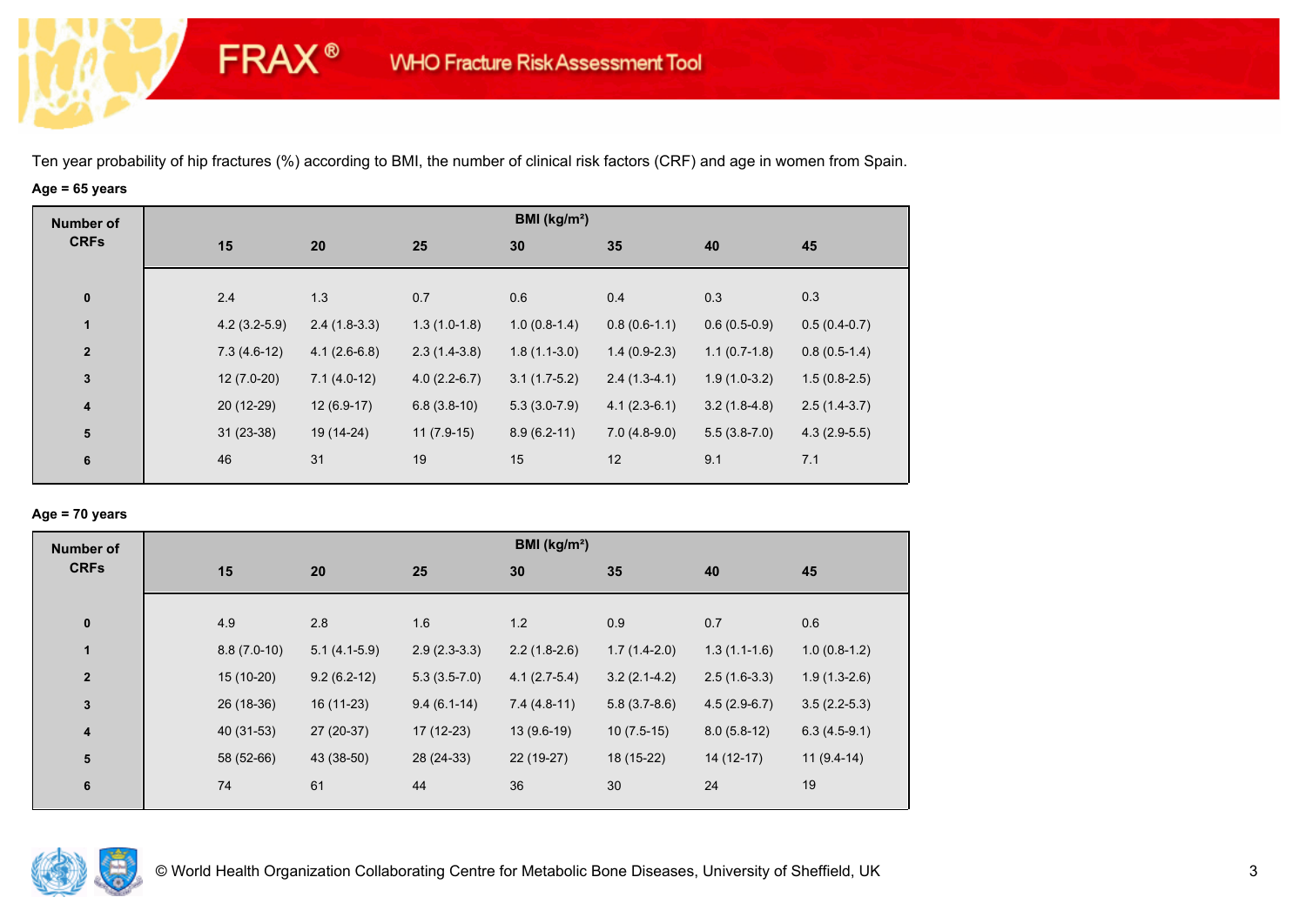Ten year probability of hip fractures (%) according to BMI, the number of clinical risk factors (CRF) and age in women from Spain.

**Age = 65 years**

| Number of CRFs | BMI (kg/m²) | | | | | | |
|---|---|---|---|---|---|---|---|
| | 15 | 20 | 25 | 30 | 35 | 40 | 45 |
| 0 | 2.4 | 1.3 | 0.7 | 0.6 | 0.4 | 0.3 | 0.3 |
| 1 | 4.2 (3.2-5.9) | 2.4 (1.8-3.3) | 1.3 (1.0-1.8) | 1.0 (0.8-1.4) | 0.8 (0.6-1.1) | 0.6 (0.5-0.9) | 0.5 (0.4-0.7) |
| 2 | 7.3 (4.6-12) | 4.1 (2.6-6.8) | 2.3 (1.4-3.8) | 1.8 (1.1-3.0) | 1.4 (0.9-2.3) | 1.1 (0.7-1.8) | 0.8 (0.5-1.4) |
| 3 | 12 (7.0-20) | 7.1 (4.0-12) | 4.0 (2.2-6.7) | 3.1 (1.7-5.2) | 2.4 (1.3-4.1) | 1.9 (1.0-3.2) | 1.5 (0.8-2.5) |
| 4 | 20 (12-29) | 12 (6.9-17) | 6.8 (3.8-10) | 5.3 (3.0-7.9) | 4.1 (2.3-6.1) | 3.2 (1.8-4.8) | 2.5 (1.4-3.7) |
| 5 | 31 (23-38) | 19 (14-24) | 11 (7.9-15) | 8.9 (6.2-11) | 7.0 (4.8-9.0) | 5.5 (3.8-7.0) | 4.3 (2.9-5.5) |
| 6 | 46 | 31 | 19 | 15 | 12 | 9.1 | 7.1 |

**Age = 70 years**

| Number of CRFs | BMI (kg/m²) | | | | | | |
|---|---|---|---|---|---|---|---|
| | 15 | 20 | 25 | 30 | 35 | 40 | 45 |
| 0 | 4.9 | 2.8 | 1.6 | 1.2 | 0.9 | 0.7 | 0.6 |
| 1 | 8.8 (7.0-10) | 5.1 (4.1-5.9) | 2.9 (2.3-3.3) | 2.2 (1.8-2.6) | 1.7 (1.4-2.0) | 1.3 (1.1-1.6) | 1.0 (0.8-1.2) |
| 2 | 15 (10-20) | 9.2 (6.2-12) | 5.3 (3.5-7.0) | 4.1 (2.7-5.4) | 3.2 (2.1-4.2) | 2.5 (1.6-3.3) | 1.9 (1.3-2.6) |
| 3 | 26 (18-36) | 16 (11-23) | 9.4 (6.1-14) | 7.4 (4.8-11) | 5.8 (3.7-8.6) | 4.5 (2.9-6.7) | 3.5 (2.2-5.3) |
| 4 | 40 (31-53) | 27 (20-37) | 17 (12-23) | 13 (9.6-19) | 10 (7.5-15) | 8.0 (5.8-12) | 6.3 (4.5-9.1) |
| 5 | 58 (52-66) | 43 (38-50) | 28 (24-33) | 22 (19-27) | 18 (15-22) | 14 (12-17) | 11 (9.4-14) |
| 6 | 74 | 61 | 44 | 36 | 30 | 24 | 19 |

© World Health Organization Collaborating Centre for Metabolic Bone Diseases, University of Sheffield, UK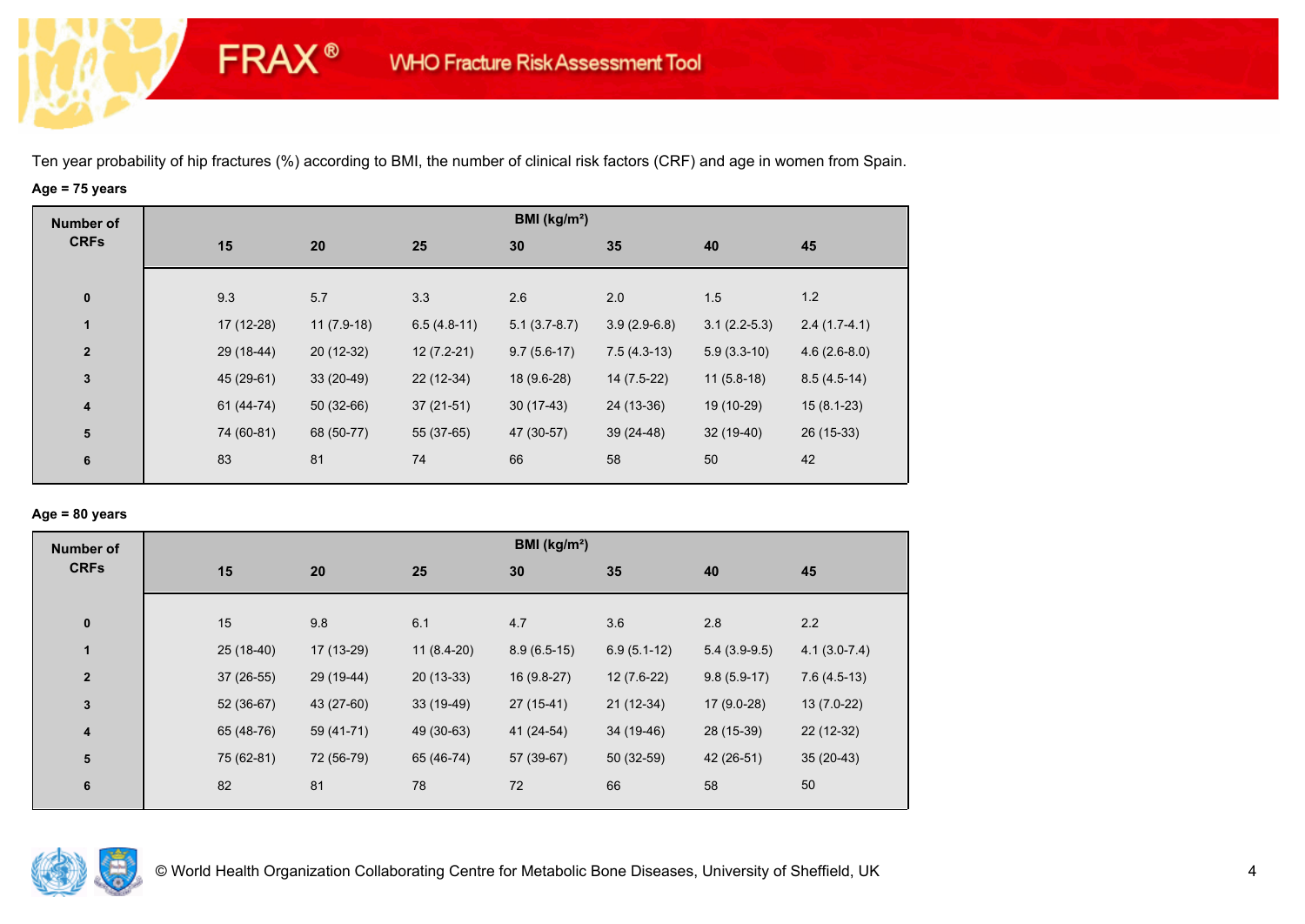FRAX® WHO Fracture Risk Assessment Tool

Ten year probability of hip fractures (%) according to BMI, the number of clinical risk factors (CRF) and age in women from Spain.

**Age = 75 years**

| Number of CRFs | BMI (kg/m²) | | | | | | |
|---|---|---|---|---|---|---|---|
| | 15 | 20 | 25 | 30 | 35 | 40 | 45 |
| 0 | 9.3 | 5.7 | 3.3 | 2.6 | 2.0 | 1.5 | 1.2 |
| 1 | 17 (12-28) | 11 (7.9-18) | 6.5 (4.8-11) | 5.1 (3.7-8.7) | 3.9 (2.9-6.8) | 3.1 (2.2-5.3) | 2.4 (1.7-4.1) |
| 2 | 29 (18-44) | 20 (12-32) | 12 (7.2-21) | 9.7 (5.6-17) | 7.5 (4.3-13) | 5.9 (3.3-10) | 4.6 (2.6-8.0) |
| 3 | 45 (29-61) | 33 (20-49) | 22 (12-34) | 18 (9.6-28) | 14 (7.5-22) | 11 (5.8-18) | 8.5 (4.5-14) |
| 4 | 61 (44-74) | 50 (32-66) | 37 (21-51) | 30 (17-43) | 24 (13-36) | 19 (10-29) | 15 (8.1-23) |
| 5 | 74 (60-81) | 68 (50-77) | 55 (37-65) | 47 (30-57) | 39 (24-48) | 32 (19-40) | 26 (15-33) |
| 6 | 83 | 81 | 74 | 66 | 58 | 50 | 42 |

**Age = 80 years**

| Number of CRFs | BMI (kg/m²) | | | | | | |
|---|---|---|---|---|---|---|---|
| | 15 | 20 | 25 | 30 | 35 | 40 | 45 |
| 0 | 15 | 9.8 | 6.1 | 4.7 | 3.6 | 2.8 | 2.2 |
| 1 | 25 (18-40) | 17 (13-29) | 11 (8.4-20) | 8.9 (6.5-15) | 6.9 (5.1-12) | 5.4 (3.9-9.5) | 4.1 (3.0-7.4) |
| 2 | 37 (26-55) | 29 (19-44) | 20 (13-33) | 16 (9.8-27) | 12 (7.6-22) | 9.8 (5.9-17) | 7.6 (4.5-13) |
| 3 | 52 (36-67) | 43 (27-60) | 33 (19-49) | 27 (15-41) | 21 (12-34) | 17 (9.0-28) | 13 (7.0-22) |
| 4 | 65 (48-76) | 59 (41-71) | 49 (30-63) | 41 (24-54) | 34 (19-46) | 28 (15-39) | 22 (12-32) |
| 5 | 75 (62-81) | 72 (56-79) | 65 (46-74) | 57 (39-67) | 50 (32-59) | 42 (26-51) | 35 (20-43) |
| 6 | 82 | 81 | 78 | 72 | 66 | 58 | 50 |

© World Health Organization Collaborating Centre for Metabolic Bone Diseases, University of Sheffield, UK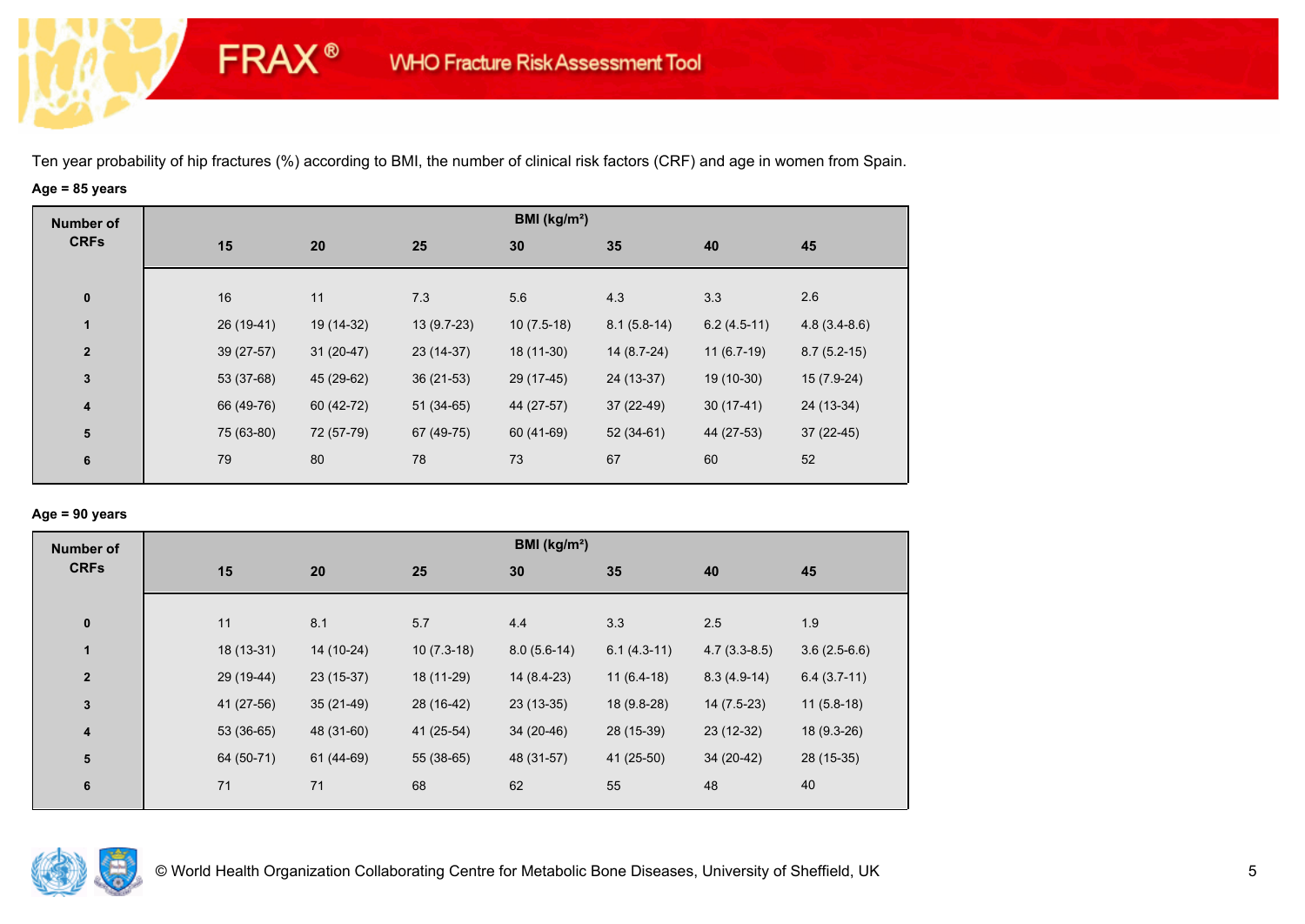# FRAX® WHO Fracture Risk Assessment Tool

Ten year probability of hip fractures (%) according to BMI, the number of clinical risk factors (CRF) and age in women from Spain.

**Age = 85 years**

| Number of CRFs | BMI (kg/m²) | | | | | | |
|---|---|---|---|---|---|---|---|
| | **15** | **20** | **25** | **30** | **35** | **40** | **45** |
| **0** | 16 | 11 | 7.3 | 5.6 | 4.3 | 3.3 | 2.6 |
| **1** | 26 (19-41) | 19 (14-32) | 13 (9.7-23) | 10 (7.5-18) | 8.1 (5.8-14) | 6.2 (4.5-11) | 4.8 (3.4-8.6) |
| **2** | 39 (27-57) | 31 (20-47) | 23 (14-37) | 18 (11-30) | 14 (8.7-24) | 11 (6.7-19) | 8.7 (5.2-15) |
| **3** | 53 (37-68) | 45 (29-62) | 36 (21-53) | 29 (17-45) | 24 (13-37) | 19 (10-30) | 15 (7.9-24) |
| **4** | 66 (49-76) | 60 (42-72) | 51 (34-65) | 44 (27-57) | 37 (22-49) | 30 (17-41) | 24 (13-34) |
| **5** | 75 (63-80) | 72 (57-79) | 67 (49-75) | 60 (41-69) | 52 (34-61) | 44 (27-53) | 37 (22-45) |
| **6** | 79 | 80 | 78 | 73 | 67 | 60 | 52 |

**Age = 90 years**

| Number of CRFs | BMI (kg/m²) | | | | | | |
|---|---|---|---|---|---|---|---|
| | **15** | **20** | **25** | **30** | **35** | **40** | **45** |
| **0** | 11 | 8.1 | 5.7 | 4.4 | 3.3 | 2.5 | 1.9 |
| **1** | 18 (13-31) | 14 (10-24) | 10 (7.3-18) | 8.0 (5.6-14) | 6.1 (4.3-11) | 4.7 (3.3-8.5) | 3.6 (2.5-6.6) |
| **2** | 29 (19-44) | 23 (15-37) | 18 (11-29) | 14 (8.4-23) | 11 (6.4-18) | 8.3 (4.9-14) | 6.4 (3.7-11) |
| **3** | 41 (27-56) | 35 (21-49) | 28 (16-42) | 23 (13-35) | 18 (9.8-28) | 14 (7.5-23) | 11 (5.8-18) |
| **4** | 53 (36-65) | 48 (31-60) | 41 (25-54) | 34 (20-46) | 28 (15-39) | 23 (12-32) | 18 (9.3-26) |
| **5** | 64 (50-71) | 61 (44-69) | 55 (38-65) | 48 (31-57) | 41 (25-50) | 34 (20-42) | 28 (15-35) |
| **6** | 71 | 71 | 68 | 62 | 55 | 48 | 40 |

© World Health Organization Collaborating Centre for Metabolic Bone Diseases, University of Sheffield, UK